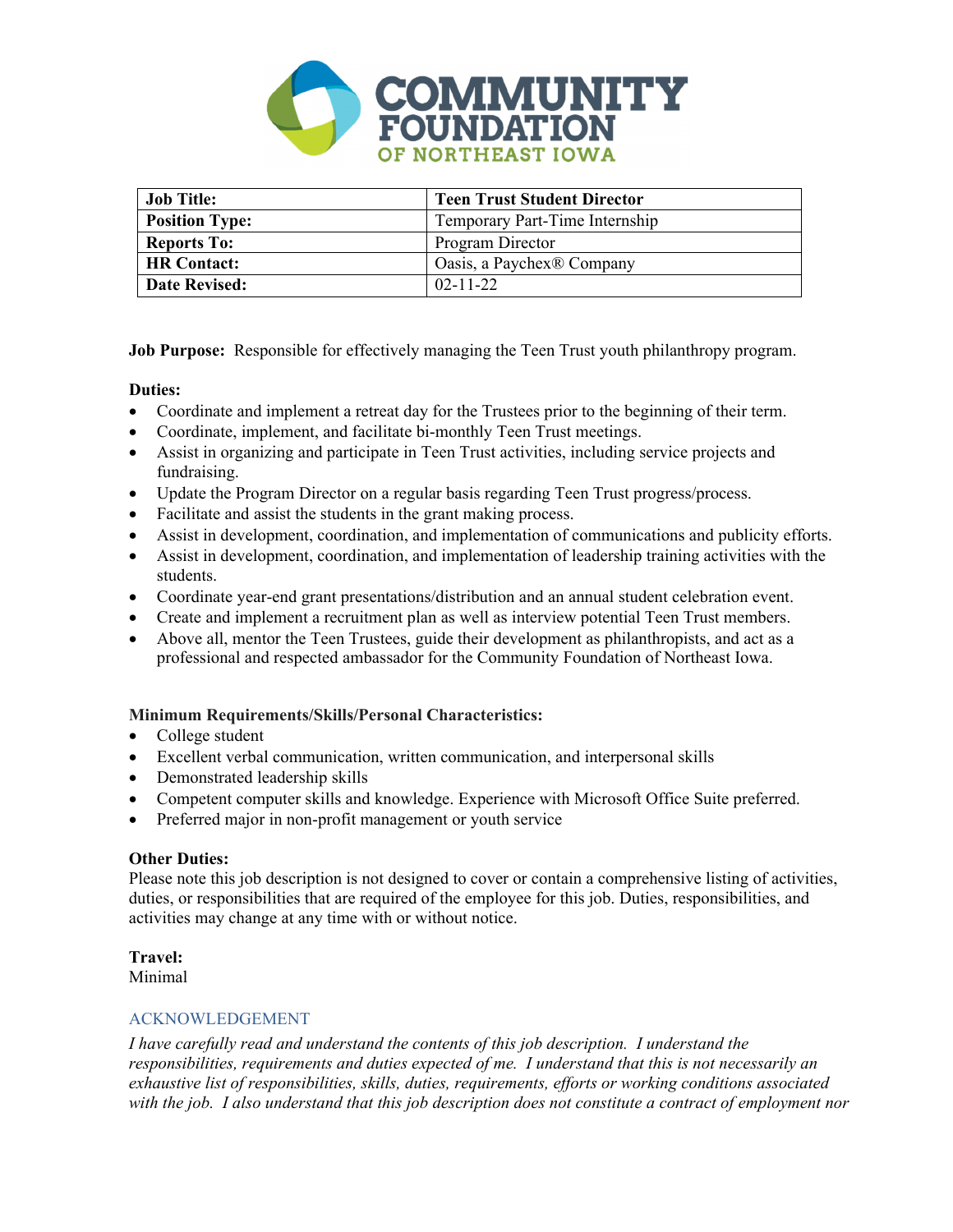# COMMUNITY FOUNDATION OF NORTHEAST IOWA

| **Job Title:** | **Teen Trust Student Director** |
|---|---|
| **Position Type:** | Temporary Part-Time Internship |
| **Reports To:** | Program Director |
| **HR Contact:** | Oasis, a Paychex® Company |
| **Date Revised:** | 02-11-22 |

**Job Purpose:** Responsible for effectively managing the Teen Trust youth philanthropy program.

**Duties:**

- Coordinate and implement a retreat day for the Trustees prior to the beginning of their term.
- Coordinate, implement, and facilitate bi-monthly Teen Trust meetings.
- Assist in organizing and participate in Teen Trust activities, including service projects and fundraising.
- Update the Program Director on a regular basis regarding Teen Trust progress/process.
- Facilitate and assist the students in the grant making process.
- Assist in development, coordination, and implementation of communications and publicity efforts.
- Assist in development, coordination, and implementation of leadership training activities with the students.
- Coordinate year-end grant presentations/distribution and an annual student celebration event.
- Create and implement a recruitment plan as well as interview potential Teen Trust members.
- Above all, mentor the Teen Trustees, guide their development as philanthropists, and act as a professional and respected ambassador for the Community Foundation of Northeast Iowa.

**Minimum Requirements/Skills/Personal Characteristics:**

- College student
- Excellent verbal communication, written communication, and interpersonal skills
- Demonstrated leadership skills
- Competent computer skills and knowledge. Experience with Microsoft Office Suite preferred.
- Preferred major in non-profit management or youth service

**Other Duties:**
Please note this job description is not designed to cover or contain a comprehensive listing of activities, duties, or responsibilities that are required of the employee for this job. Duties, responsibilities, and activities may change at any time with or without notice.

**Travel:**
Minimal

## ACKNOWLEDGEMENT

*I have carefully read and understand the contents of this job description. I understand the responsibilities, requirements and duties expected of me. I understand that this is not necessarily an exhaustive list of responsibilities, skills, duties, requirements, efforts or working conditions associated with the job. I also understand that this job description does not constitute a contract of employment nor*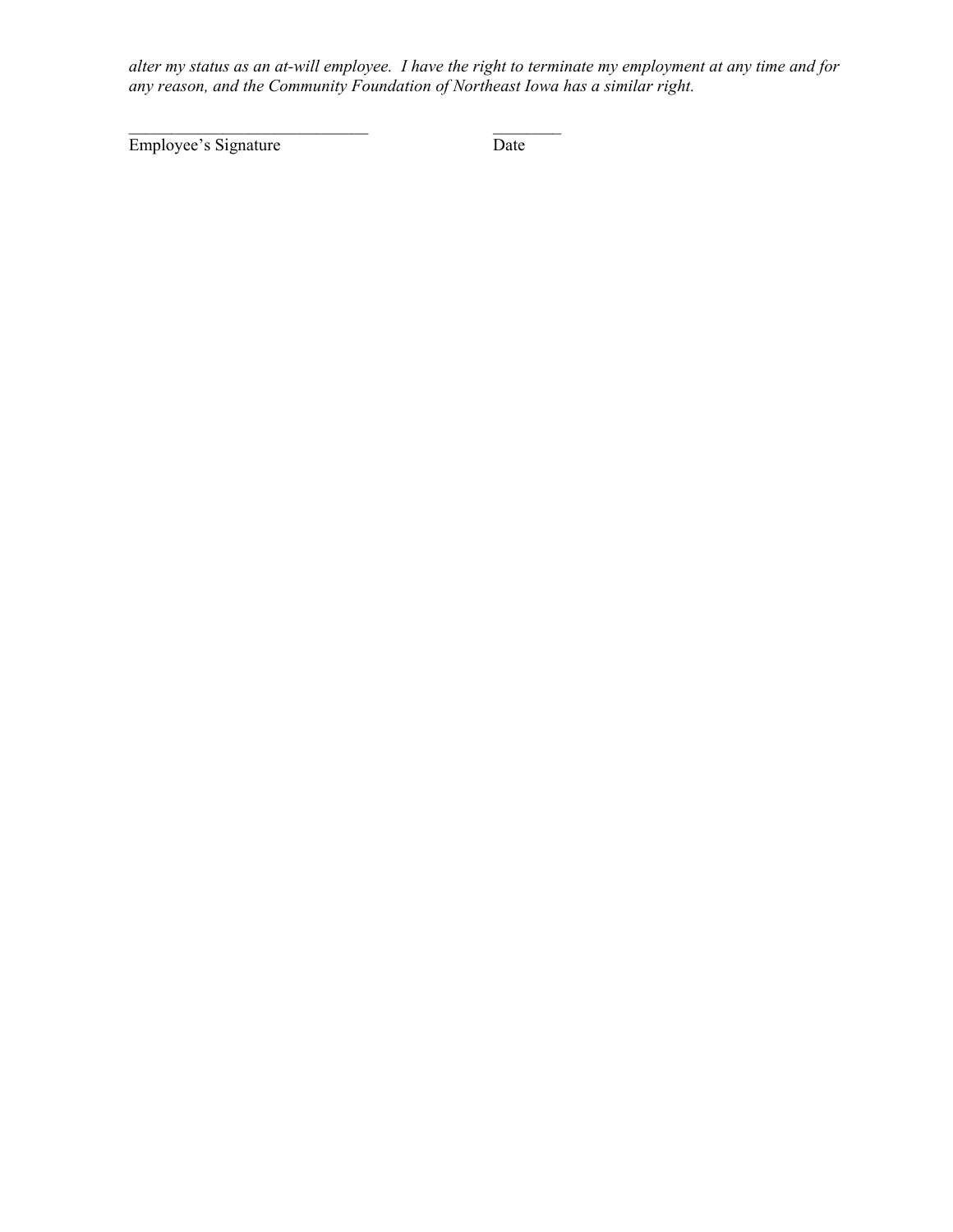*alter my status as an at-will employee. I have the right to terminate my employment at any time and for any reason, and the Community Foundation of Northeast Iowa has a similar right.*

______________________________ ________

Employee's Signature Date